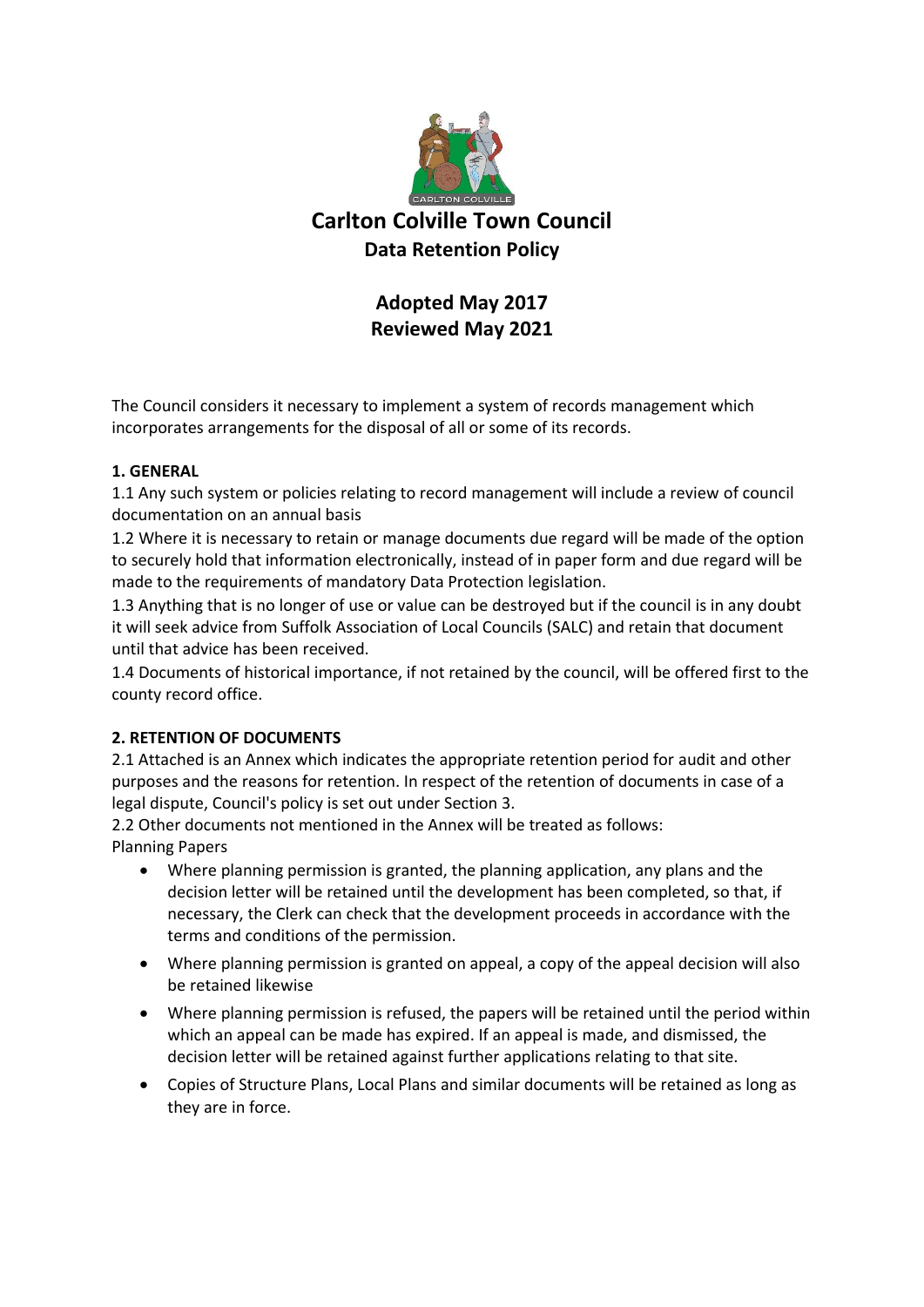# Carlton Colville Town Council

## Data Retention Policy

**Adopted May 2017**
**Reviewed May 2021**

The Council considers it necessary to implement a system of records management which incorporates arrangements for the disposal of all or some of its records.

### 1. GENERAL

1.1 Any such system or policies relating to record management will include a review of council documentation on an annual basis

1.2 Where it is necessary to retain or manage documents due regard will be made of the option to securely hold that information electronically, instead of in paper form and due regard will be made to the requirements of mandatory Data Protection legislation.

1.3 Anything that is no longer of use or value can be destroyed but if the council is in any doubt it will seek advice from Suffolk Association of Local Councils (SALC) and retain that document until that advice has been received.

1.4 Documents of historical importance, if not retained by the council, will be offered first to the county record office.

### 2. RETENTION OF DOCUMENTS

2.1 Attached is an Annex which indicates the appropriate retention period for audit and other purposes and the reasons for retention. In respect of the retention of documents in case of a legal dispute, Council's policy is set out under Section 3.

2.2 Other documents not mentioned in the Annex will be treated as follows:

Planning Papers

- Where planning permission is granted, the planning application, any plans and the decision letter will be retained until the development has been completed, so that, if necessary, the Clerk can check that the development proceeds in accordance with the terms and conditions of the permission.
- Where planning permission is granted on appeal, a copy of the appeal decision will also be retained likewise
- Where planning permission is refused, the papers will be retained until the period within which an appeal can be made has expired. If an appeal is made, and dismissed, the decision letter will be retained against further applications relating to that site.
- Copies of Structure Plans, Local Plans and similar documents will be retained as long as they are in force.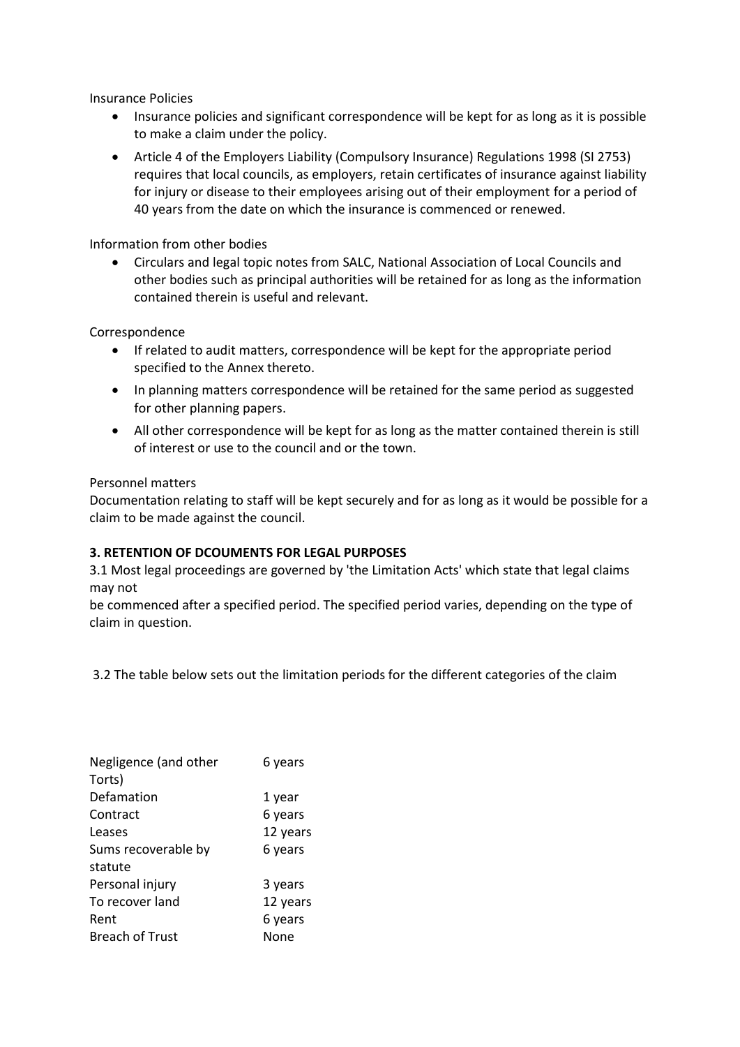Insurance Policies

- Insurance policies and significant correspondence will be kept for as long as it is possible to make a claim under the policy.
- Article 4 of the Employers Liability (Compulsory Insurance) Regulations 1998 (SI 2753) requires that local councils, as employers, retain certificates of insurance against liability for injury or disease to their employees arising out of their employment for a period of 40 years from the date on which the insurance is commenced or renewed.

Information from other bodies

- Circulars and legal topic notes from SALC, National Association of Local Councils and other bodies such as principal authorities will be retained for as long as the information contained therein is useful and relevant.

Correspondence

- If related to audit matters, correspondence will be kept for the appropriate period specified to the Annex thereto.
- In planning matters correspondence will be retained for the same period as suggested for other planning papers.
- All other correspondence will be kept for as long as the matter contained therein is still of interest or use to the council and or the town.

Personnel matters

Documentation relating to staff will be kept securely and for as long as it would be possible for a claim to be made against the council.

**3. RETENTION OF DCOUMENTS FOR LEGAL PURPOSES**

3.1 Most legal proceedings are governed by 'the Limitation Acts' which state that legal claims may not
be commenced after a specified period. The specified period varies, depending on the type of claim in question.

3.2 The table below sets out the limitation periods for the different categories of the claim

| | |
|---|---|
| Negligence (and other Torts) | 6 years |
| Defamation | 1 year |
| Contract | 6 years |
| Leases | 12 years |
| Sums recoverable by statute | 6 years |
| Personal injury | 3 years |
| To recover land | 12 years |
| Rent | 6 years |
| Breach of Trust | None |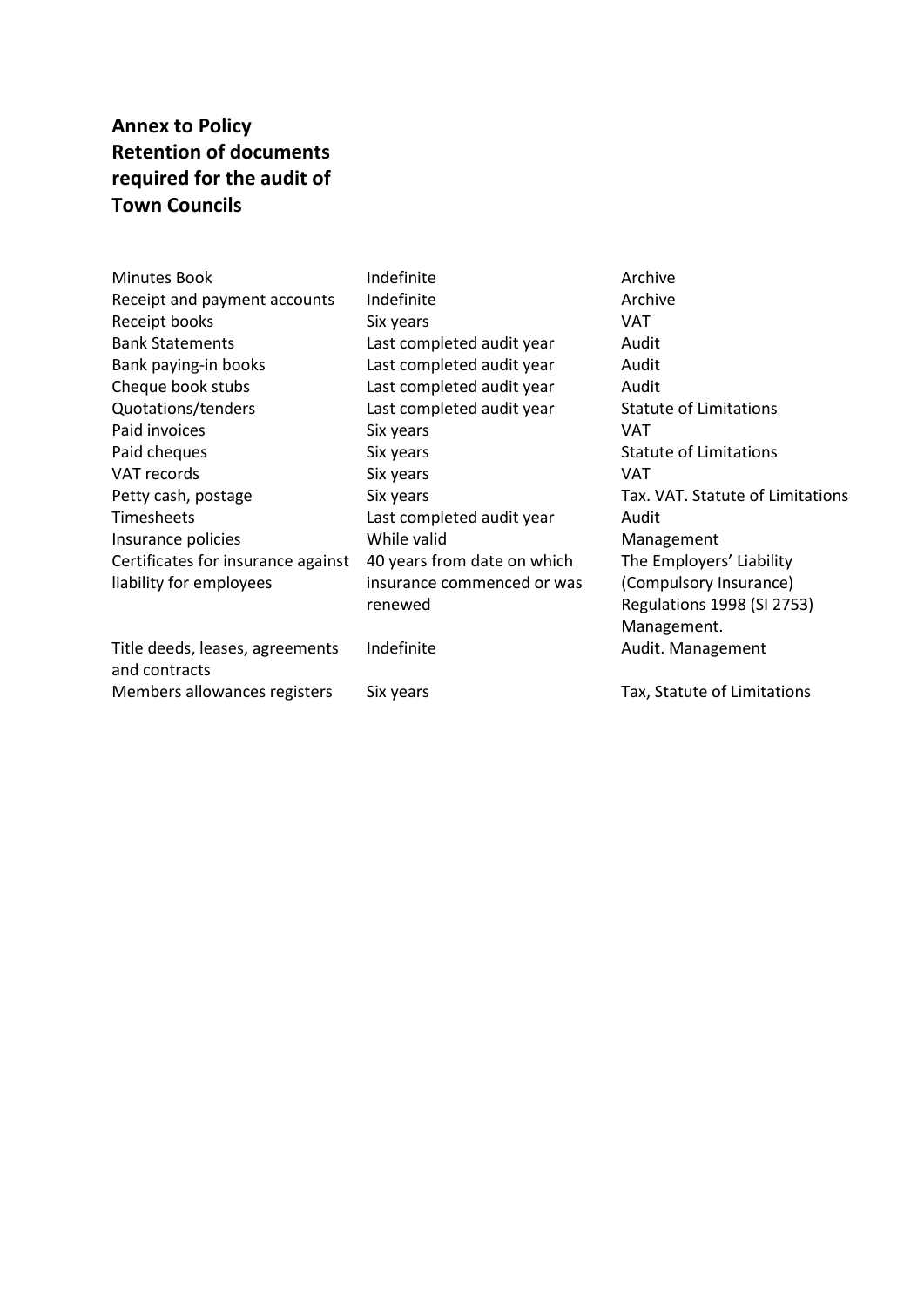**Annex to Policy**
**Retention of documents required for the audit of Town Councils**

| | | |
|---|---|---|
| Minutes Book | Indefinite | Archive |
| Receipt and payment accounts | Indefinite | Archive |
| Receipt books | Six years | VAT |
| Bank Statements | Last completed audit year | Audit |
| Bank paying-in books | Last completed audit year | Audit |
| Cheque book stubs | Last completed audit year | Audit |
| Quotations/tenders | Last completed audit year | Statute of Limitations |
| Paid invoices | Six years | VAT |
| Paid cheques | Six years | Statute of Limitations |
| VAT records | Six years | VAT |
| Petty cash, postage | Six years | Tax. VAT. Statute of Limitations |
| Timesheets | Last completed audit year | Audit |
| Insurance policies | While valid | Management |
| Certificates for insurance against liability for employees | 40 years from date on which insurance commenced or was renewed | The Employers' Liability (Compulsory Insurance) Regulations 1998 (SI 2753) Management. |
| Title deeds, leases, agreements and contracts | Indefinite | Audit. Management |
| Members allowances registers | Six years | Tax, Statute of Limitations |